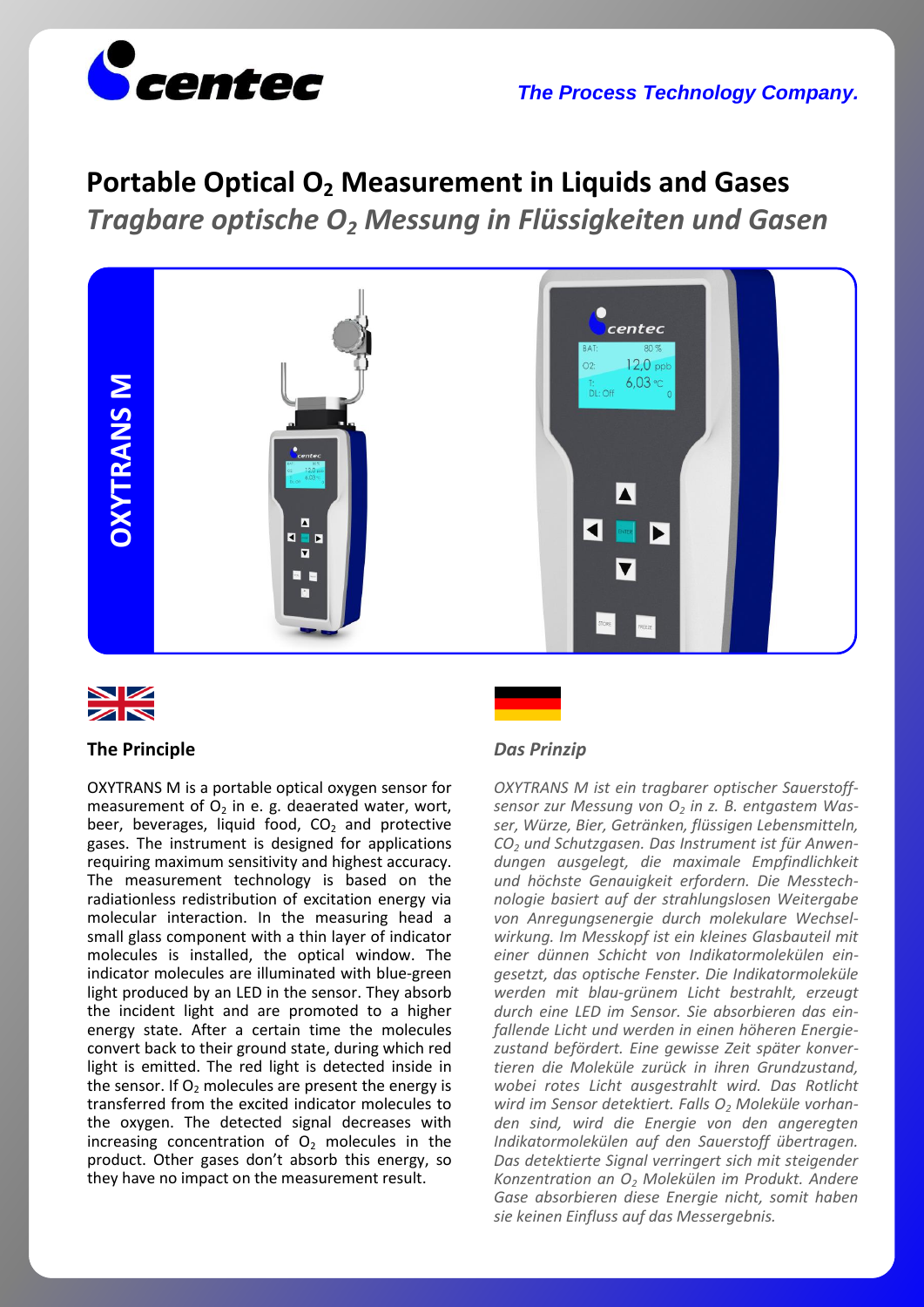**The Process Technology Company.**

# Portable Optical $O_2$ Measurement in Liquids and Gases

*Tragbare optische $O_2$ Messung in Flüssigkeiten und Gasen*

**OXYTRANS M**

## The Principle

OXYTRANS M is a portable optical oxygen sensor for measurement of $O_2$ in e. g. deaerated water, wort, beer, beverages, liquid food, $CO_2$ and protective gases. The instrument is designed for applications requiring maximum sensitivity and highest accuracy. The measurement technology is based on the radiationless redistribution of excitation energy via molecular interaction. In the measuring head a small glass component with a thin layer of indicator molecules is installed, the optical window. The indicator molecules are illuminated with blue-green light produced by an LED in the sensor. They absorb the incident light and are promoted to a higher energy state. After a certain time the molecules convert back to their ground state, during which red light is emitted. The red light is detected inside in the sensor. If $O_2$ molecules are present the energy is transferred from the excited indicator molecules to the oxygen. The detected signal decreases with increasing concentration of $O_2$ molecules in the product. Other gases don't absorb this energy, so they have no impact on the measurement result.

## *Das Prinzip*

*OXYTRANS M ist ein tragbarer optischer Sauerstoffsensor zur Messung von $O_2$ in z. B. entgastem Wasser, Würze, Bier, Getränken, flüssigen Lebensmitteln, $CO_2$ und Schutzgasen. Das Instrument ist für Anwendungen ausgelegt, die maximale Empfindlichkeit und höchste Genauigkeit erfordern. Die Messtechnologie basiert auf der strahlungslosen Weitergabe von Anregungsenergie durch molekulare Wechselwirkung. Im Messkopf ist ein kleines Glasbauteil mit einer dünnen Schicht von Indikatormolekülen eingesetzt, das optische Fenster. Die Indikatormoleküle werden mit blau-grünem Licht bestrahlt, erzeugt durch eine LED im Sensor. Sie absorbieren das einfallende Licht und werden in einen höheren Energiezustand befördert. Eine gewisse Zeit später konvertieren die Moleküle zurück in ihren Grundzustand, wobei rotes Licht ausgestrahlt wird. Das Rotlicht wird im Sensor detektiert. Falls $O_2$ Moleküle vorhanden sind, wird die Energie von den angeregten Indikatormolekülen auf den Sauerstoff übertragen. Das detektierte Signal verringert sich mit steigender Konzentration an $O_2$ Molekülen im Produkt. Andere Gase absorbieren diese Energie nicht, somit haben sie keinen Einfluss auf das Messergebnis.*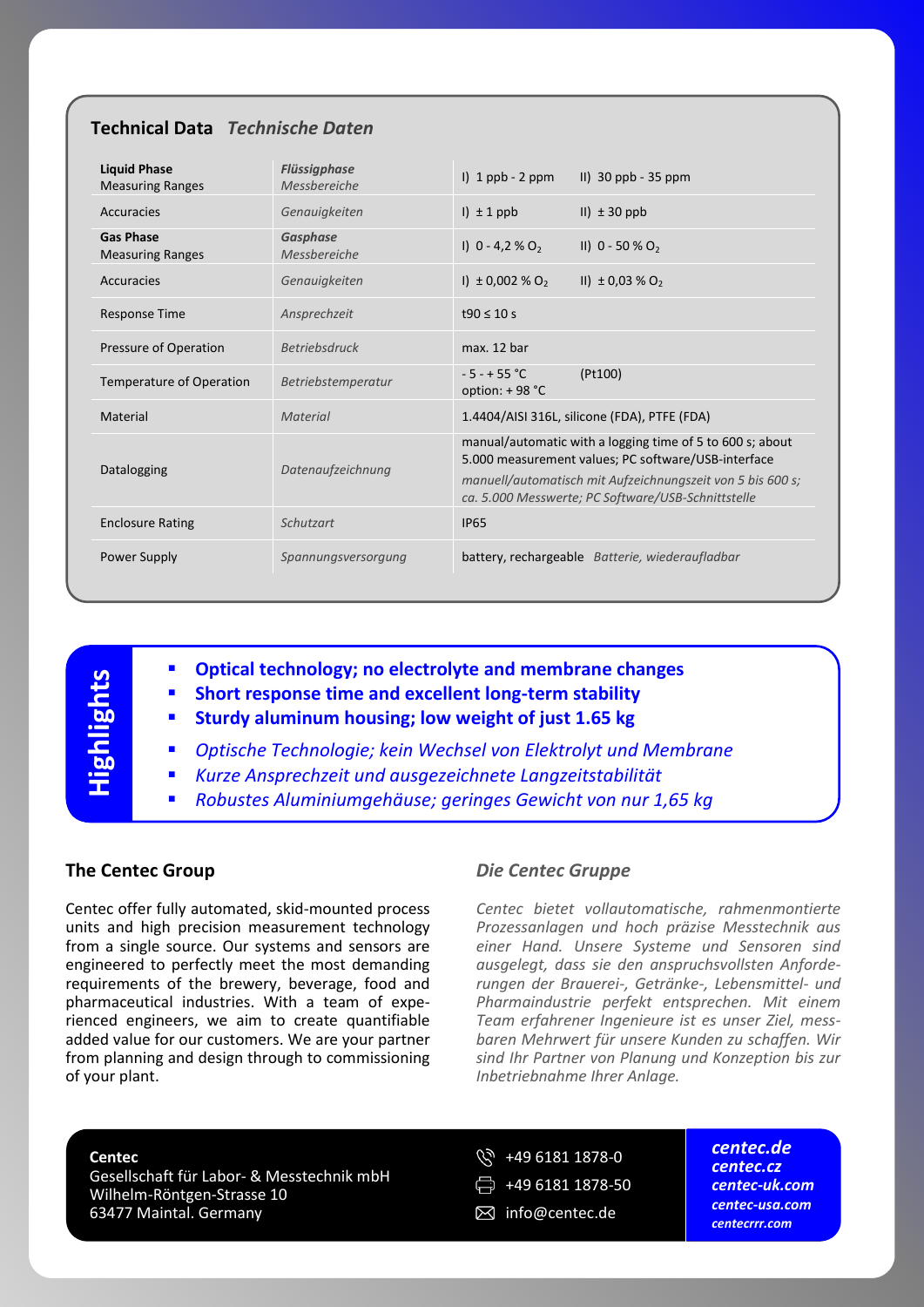## Technical Data *Technische Daten*

| | | | |
|---|---|---|---|
| **Liquid Phase** Measuring Ranges | ***Flüssigphase*** *Messbereiche* | I) 1 ppb - 2 ppm | II) 30 ppb - 35 ppm |
| Accuracies | *Genauigkeiten* | I) ± 1 ppb | II) ± 30 ppb |
| **Gas Phase** Measuring Ranges | ***Gasphase*** *Messbereiche* | I) 0 - 4,2 % $O_2$ | II) 0 - 50 % $O_2$ |
| Accuracies | *Genauigkeiten* | I) ± 0,002 % $O_2$ | II) ± 0,03 % $O_2$ |
| Response Time | *Ansprechzeit* | t90 ≤ 10 s | |
| Pressure of Operation | *Betriebsdruck* | max. 12 bar | |
| Temperature of Operation | *Betriebstemperatur* | - 5 - + 55 °C option: + 98 °C | (Pt100) |
| Material | *Material* | 1.4404/AISI 316L, silicone (FDA), PTFE (FDA) | |
| Datalogging | *Datenaufzeichnung* | manual/automatic with a logging time of 5 to 600 s; about 5.000 measurement values; PC software/USB-interface *manuell/automatisch mit Aufzeichnungszeit von 5 bis 600 s; ca. 5.000 Messwerte; PC Software/USB-Schnittstelle* | |
| Enclosure Rating | *Schutzart* | IP65 | |
| Power Supply | *Spannungsversorgung* | battery, rechargeable *Batterie, wiederaufladbar* | |

## Highlights

- **Optical technology; no electrolyte and membrane changes**
- **Short response time and excellent long-term stability**
- **Sturdy aluminum housing; low weight of just 1.65 kg**

- *Optische Technologie; kein Wechsel von Elektrolyt und Membrane*
- *Kurze Ansprechzeit und ausgezeichnete Langzeitstabilität*
- *Robustes Aluminiumgehäuse; geringes Gewicht von nur 1,65 kg*

## The Centec Group

Centec offer fully automated, skid-mounted process units and high precision measurement technology from a single source. Our systems and sensors are engineered to perfectly meet the most demanding requirements of the brewery, beverage, food and pharmaceutical industries. With a team of experienced engineers, we aim to create quantifiable added value for our customers. We are your partner from planning and design through to commissioning of your plant.

## *Die Centec Gruppe*

*Centec bietet vollautomatische, rahmenmontierte Prozessanlagen und hoch präzise Messtechnik aus einer Hand. Unsere Systeme und Sensoren sind ausgelegt, dass sie den anspruchsvollsten Anforderungen der Brauerei-, Getränke-, Lebensmittel- und Pharmaindustrie perfekt entsprechen. Mit einem Team erfahrener Ingenieure ist es unser Ziel, messbaren Mehrwert für unsere Kunden zu schaffen. Wir sind Ihr Partner von Planung und Konzeption bis zur Inbetriebnahme Ihrer Anlage.*

**Centec**
Gesellschaft für Labor- & Messtechnik mbH
Wilhelm-Röntgen-Strasse 10
63477 Maintal. Germany

+49 6181 1878-0
+49 6181 1878-50
info@centec.de

***centec.de***
***centec.cz***
***centec-uk.com***
***centec-usa.com***
***centecrrr.com***